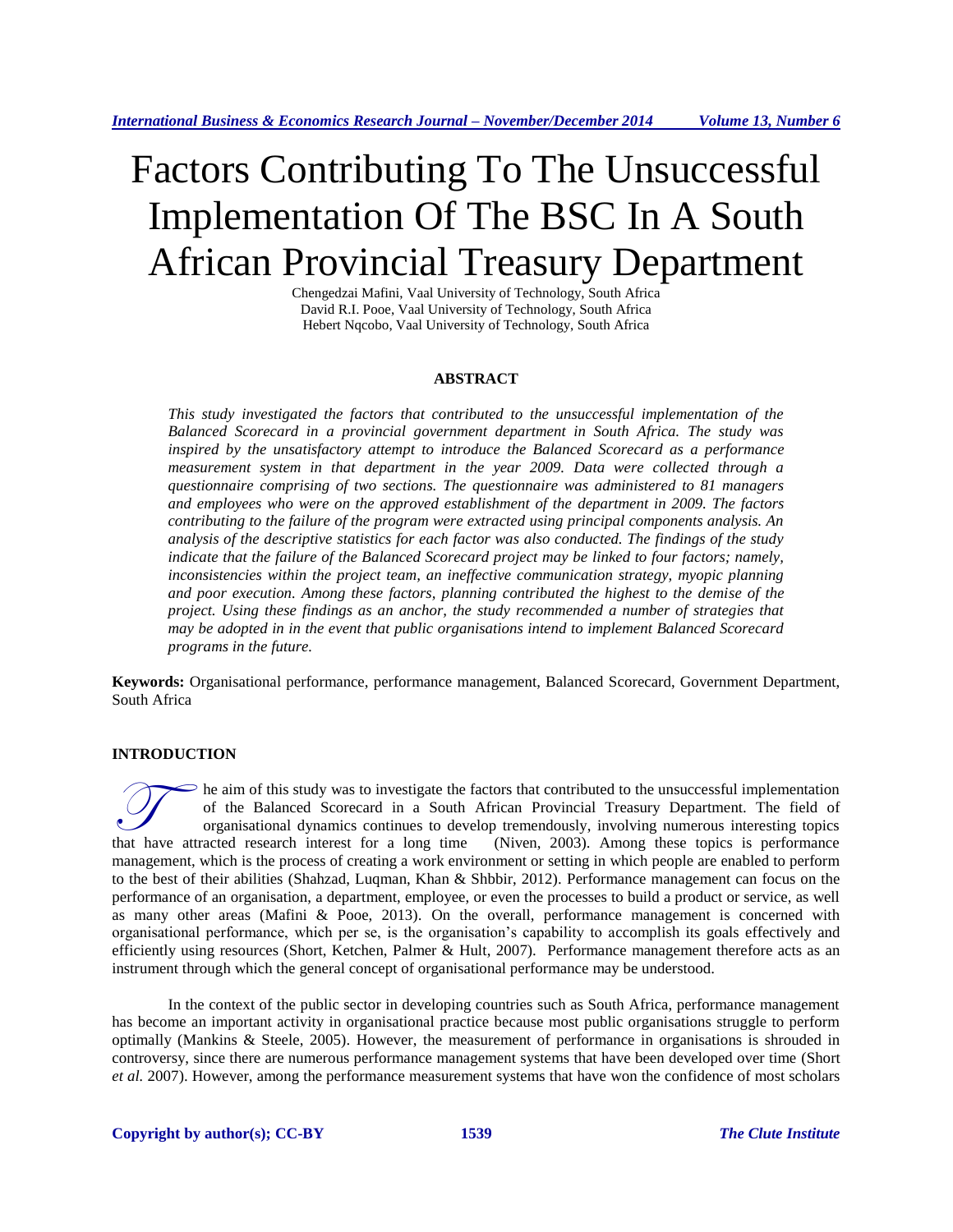# Factors Contributing To The Unsuccessful Implementation Of The BSC In A South African Provincial Treasury Department

Chengedzai Mafini, Vaal University of Technology, South Africa
David R.I. Pooe, Vaal University of Technology, South Africa
Hebert Nqcobo, Vaal University of Technology, South Africa

## ABSTRACT

*This study investigated the factors that contributed to the unsuccessful implementation of the Balanced Scorecard in a provincial government department in South Africa. The study was inspired by the unsatisfactory attempt to introduce the Balanced Scorecard as a performance measurement system in that department in the year 2009. Data were collected through a questionnaire comprising of two sections. The questionnaire was administered to 81 managers and employees who were on the approved establishment of the department in 2009. The factors contributing to the failure of the program were extracted using principal components analysis. An analysis of the descriptive statistics for each factor was also conducted. The findings of the study indicate that the failure of the Balanced Scorecard project may be linked to four factors; namely, inconsistencies within the project team, an ineffective communication strategy, myopic planning and poor execution. Among these factors, planning contributed the highest to the demise of the project. Using these findings as an anchor, the study recommended a number of strategies that may be adopted in in the event that public organisations intend to implement Balanced Scorecard programs in the future.*

**Keywords:** Organisational performance, performance management, Balanced Scorecard, Government Department, South Africa

## INTRODUCTION

The aim of this study was to investigate the factors that contributed to the unsuccessful implementation of the Balanced Scorecard in a South African Provincial Treasury Department. The field of organisational dynamics continues to develop tremendously, involving numerous interesting topics that have attracted research interest for a long time (Niven, 2003). Among these topics is performance management, which is the process of creating a work environment or setting in which people are enabled to perform to the best of their abilities (Shahzad, Luqman, Khan & Shbbir, 2012). Performance management can focus on the performance of an organisation, a department, employee, or even the processes to build a product or service, as well as many other areas (Mafini & Pooe, 2013). On the overall, performance management is concerned with organisational performance, which per se, is the organisation's capability to accomplish its goals effectively and efficiently using resources (Short, Ketchen, Palmer & Hult, 2007). Performance management therefore acts as an instrument through which the general concept of organisational performance may be understood.

In the context of the public sector in developing countries such as South Africa, performance management has become an important activity in organisational practice because most public organisations struggle to perform optimally (Mankins & Steele, 2005). However, the measurement of performance in organisations is shrouded in controversy, since there are numerous performance management systems that have been developed over time (Short *et al.* 2007). However, among the performance measurement systems that have won the confidence of most scholars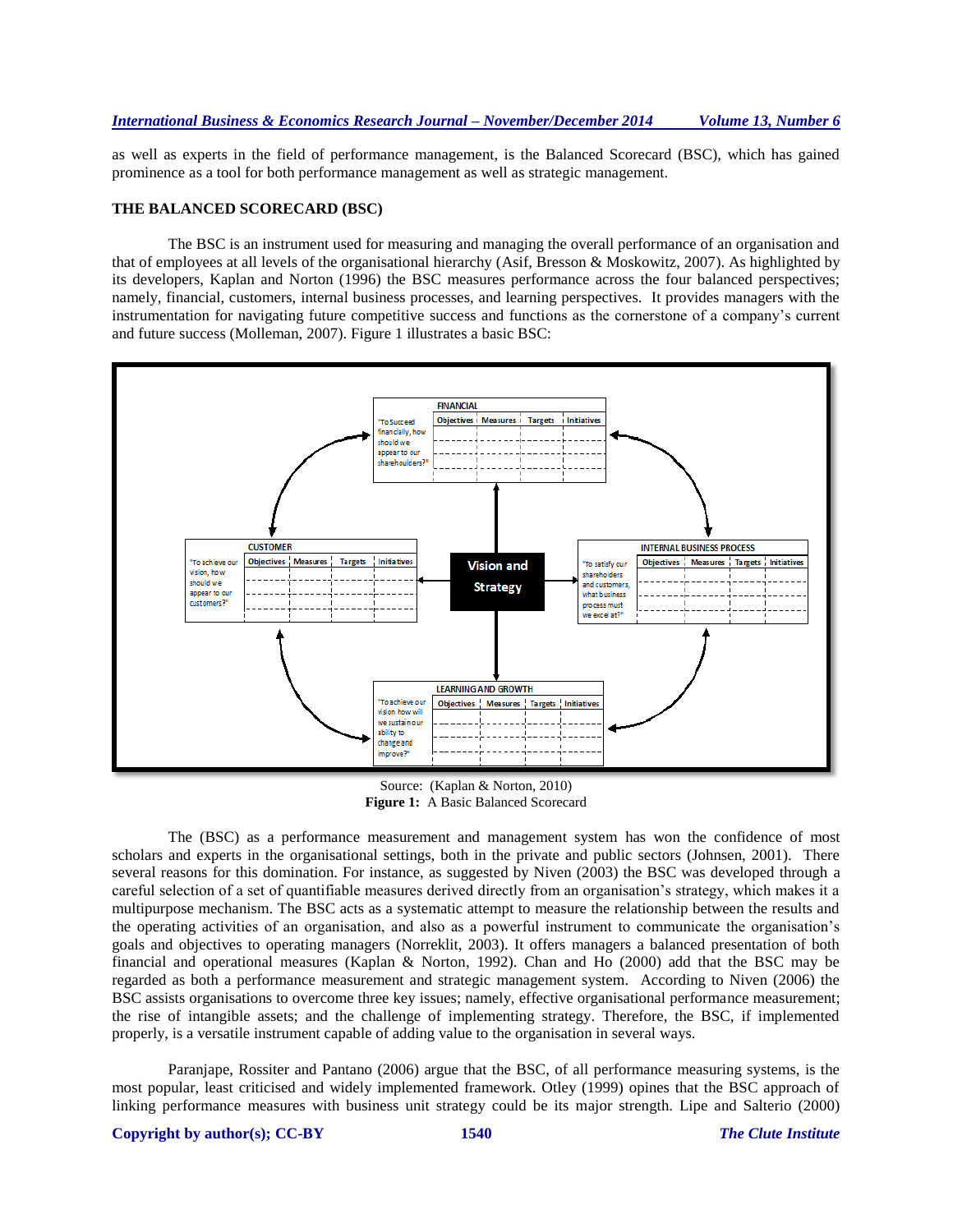as well as experts in the field of performance management, is the Balanced Scorecard (BSC), which has gained prominence as a tool for both performance management as well as strategic management.

## THE BALANCED SCORECARD (BSC)

The BSC is an instrument used for measuring and managing the overall performance of an organisation and that of employees at all levels of the organisational hierarchy (Asif, Bresson & Moskowitz, 2007). As highlighted by its developers, Kaplan and Norton (1996) the BSC measures performance across the four balanced perspectives; namely, financial, customers, internal business processes, and learning perspectives. It provides managers with the instrumentation for navigating future competitive success and functions as the cornerstone of a company's current and future success (Molleman, 2007). Figure 1 illustrates a basic BSC:

FINANCIAL

"To Succeed financially, how should we appear to our shareholders?"

| Objectives | Measures | Targets | Initiatives |
|---|---|---|---|
| | | | |

CUSTOMER

"To achieve our vision, how should we appear to our customers?"

| Objectives | Measures | Targets | Initiatives |
|---|---|---|---|
| | | | |

Vision and Strategy

INTERNAL BUSINESS PROCESS

"To satisfy our shareholders and customers, what business process must we excel at?"

| Objectives | Measures | Targets | Initiatives |
|---|---|---|---|
| | | | |

LEARNING AND GROWTH

"To achieve our vision how will we sustain our ability to change and improve?"

| Objectives | Measures | Targets | Initiatives |
|---|---|---|---|
| | | | |

Source: (Kaplan & Norton, 2010)

**Figure 1:** A Basic Balanced Scorecard

The (BSC) as a performance measurement and management system has won the confidence of most scholars and experts in the organisational settings, both in the private and public sectors (Johnsen, 2001). There several reasons for this domination. For instance, as suggested by Niven (2003) the BSC was developed through a careful selection of a set of quantifiable measures derived directly from an organisation's strategy, which makes it a multipurpose mechanism. The BSC acts as a systematic attempt to measure the relationship between the results and the operating activities of an organisation, and also as a powerful instrument to communicate the organisation's goals and objectives to operating managers (Norreklit, 2003). It offers managers a balanced presentation of both financial and operational measures (Kaplan & Norton, 1992). Chan and Ho (2000) add that the BSC may be regarded as both a performance measurement and strategic management system. According to Niven (2006) the BSC assists organisations to overcome three key issues; namely, effective organisational performance measurement; the rise of intangible assets; and the challenge of implementing strategy. Therefore, the BSC, if implemented properly, is a versatile instrument capable of adding value to the organisation in several ways.

Paranjape, Rossiter and Pantano (2006) argue that the BSC, of all performance measuring systems, is the most popular, least criticised and widely implemented framework. Otley (1999) opines that the BSC approach of linking performance measures with business unit strategy could be its major strength. Lipe and Salterio (2000)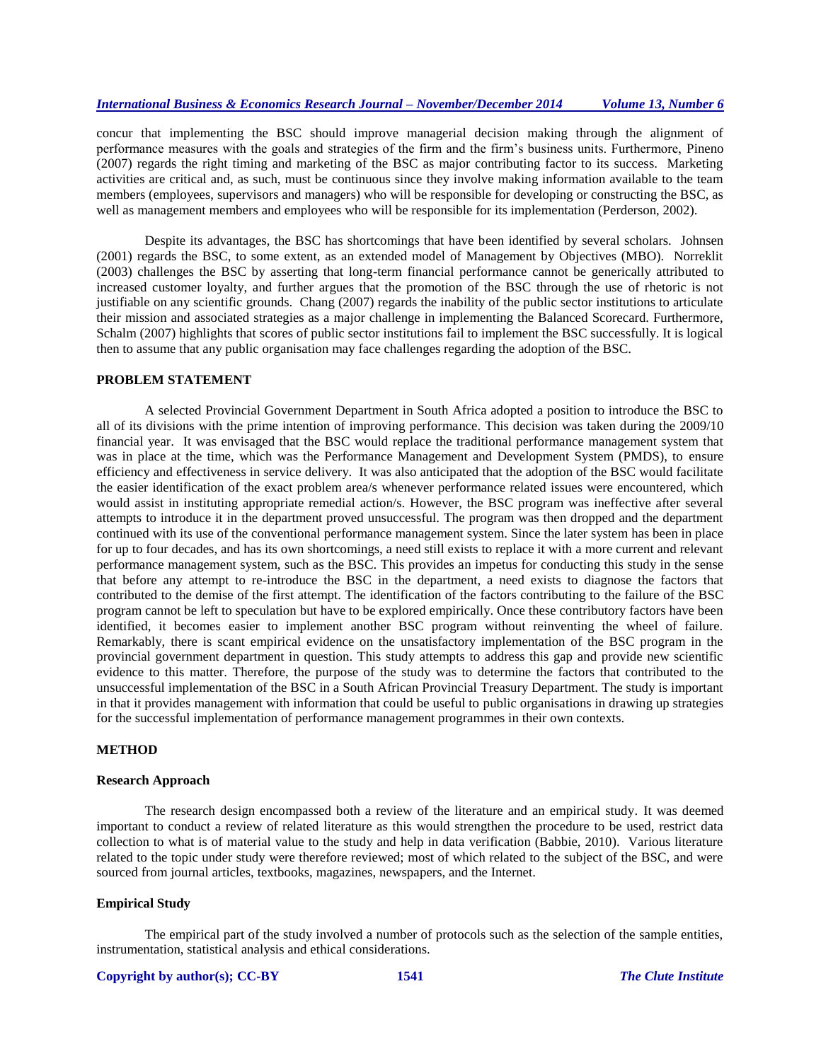concur that implementing the BSC should improve managerial decision making through the alignment of performance measures with the goals and strategies of the firm and the firm's business units. Furthermore, Pineno (2007) regards the right timing and marketing of the BSC as major contributing factor to its success. Marketing activities are critical and, as such, must be continuous since they involve making information available to the team members (employees, supervisors and managers) who will be responsible for developing or constructing the BSC, as well as management members and employees who will be responsible for its implementation (Perderson, 2002).

Despite its advantages, the BSC has shortcomings that have been identified by several scholars. Johnsen (2001) regards the BSC, to some extent, as an extended model of Management by Objectives (MBO). Norreklit (2003) challenges the BSC by asserting that long-term financial performance cannot be generically attributed to increased customer loyalty, and further argues that the promotion of the BSC through the use of rhetoric is not justifiable on any scientific grounds. Chang (2007) regards the inability of the public sector institutions to articulate their mission and associated strategies as a major challenge in implementing the Balanced Scorecard. Furthermore, Schalm (2007) highlights that scores of public sector institutions fail to implement the BSC successfully. It is logical then to assume that any public organisation may face challenges regarding the adoption of the BSC.

## PROBLEM STATEMENT

A selected Provincial Government Department in South Africa adopted a position to introduce the BSC to all of its divisions with the prime intention of improving performance. This decision was taken during the 2009/10 financial year. It was envisaged that the BSC would replace the traditional performance management system that was in place at the time, which was the Performance Management and Development System (PMDS), to ensure efficiency and effectiveness in service delivery. It was also anticipated that the adoption of the BSC would facilitate the easier identification of the exact problem area/s whenever performance related issues were encountered, which would assist in instituting appropriate remedial action/s. However, the BSC program was ineffective after several attempts to introduce it in the department proved unsuccessful. The program was then dropped and the department continued with its use of the conventional performance management system. Since the later system has been in place for up to four decades, and has its own shortcomings, a need still exists to replace it with a more current and relevant performance management system, such as the BSC. This provides an impetus for conducting this study in the sense that before any attempt to re-introduce the BSC in the department, a need exists to diagnose the factors that contributed to the demise of the first attempt. The identification of the factors contributing to the failure of the BSC program cannot be left to speculation but have to be explored empirically. Once these contributory factors have been identified, it becomes easier to implement another BSC program without reinventing the wheel of failure. Remarkably, there is scant empirical evidence on the unsatisfactory implementation of the BSC program in the provincial government department in question. This study attempts to address this gap and provide new scientific evidence to this matter. Therefore, the purpose of the study was to determine the factors that contributed to the unsuccessful implementation of the BSC in a South African Provincial Treasury Department. The study is important in that it provides management with information that could be useful to public organisations in drawing up strategies for the successful implementation of performance management programmes in their own contexts.

## METHOD

### Research Approach

The research design encompassed both a review of the literature and an empirical study. It was deemed important to conduct a review of related literature as this would strengthen the procedure to be used, restrict data collection to what is of material value to the study and help in data verification (Babbie, 2010). Various literature related to the topic under study were therefore reviewed; most of which related to the subject of the BSC, and were sourced from journal articles, textbooks, magazines, newspapers, and the Internet.

### Empirical Study

The empirical part of the study involved a number of protocols such as the selection of the sample entities, instrumentation, statistical analysis and ethical considerations.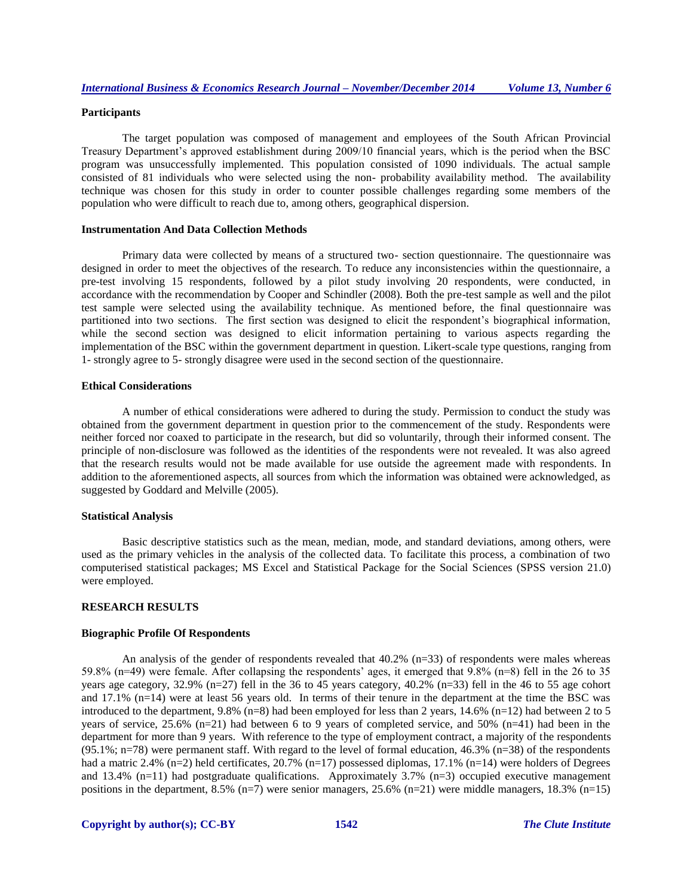### Participants

The target population was composed of management and employees of the South African Provincial Treasury Department's approved establishment during 2009/10 financial years, which is the period when the BSC program was unsuccessfully implemented. This population consisted of 1090 individuals. The actual sample consisted of 81 individuals who were selected using the non- probability availability method. The availability technique was chosen for this study in order to counter possible challenges regarding some members of the population who were difficult to reach due to, among others, geographical dispersion.

### Instrumentation And Data Collection Methods

Primary data were collected by means of a structured two- section questionnaire. The questionnaire was designed in order to meet the objectives of the research. To reduce any inconsistencies within the questionnaire, a pre-test involving 15 respondents, followed by a pilot study involving 20 respondents, were conducted, in accordance with the recommendation by Cooper and Schindler (2008). Both the pre-test sample as well and the pilot test sample were selected using the availability technique. As mentioned before, the final questionnaire was partitioned into two sections. The first section was designed to elicit the respondent's biographical information, while the second section was designed to elicit information pertaining to various aspects regarding the implementation of the BSC within the government department in question. Likert-scale type questions, ranging from 1- strongly agree to 5- strongly disagree were used in the second section of the questionnaire.

### Ethical Considerations

A number of ethical considerations were adhered to during the study. Permission to conduct the study was obtained from the government department in question prior to the commencement of the study. Respondents were neither forced nor coaxed to participate in the research, but did so voluntarily, through their informed consent. The principle of non-disclosure was followed as the identities of the respondents were not revealed. It was also agreed that the research results would not be made available for use outside the agreement made with respondents. In addition to the aforementioned aspects, all sources from which the information was obtained were acknowledged, as suggested by Goddard and Melville (2005).

### Statistical Analysis

Basic descriptive statistics such as the mean, median, mode, and standard deviations, among others, were used as the primary vehicles in the analysis of the collected data. To facilitate this process, a combination of two computerised statistical packages; MS Excel and Statistical Package for the Social Sciences (SPSS version 21.0) were employed.

## RESEARCH RESULTS

### Biographic Profile Of Respondents

An analysis of the gender of respondents revealed that 40.2% (n=33) of respondents were males whereas 59.8% (n=49) were female. After collapsing the respondents' ages, it emerged that 9.8% (n=8) fell in the 26 to 35 years age category, 32.9% (n=27) fell in the 36 to 45 years category, 40.2% (n=33) fell in the 46 to 55 age cohort and 17.1% (n=14) were at least 56 years old. In terms of their tenure in the department at the time the BSC was introduced to the department, 9.8% (n=8) had been employed for less than 2 years, 14.6% (n=12) had between 2 to 5 years of service, 25.6% (n=21) had between 6 to 9 years of completed service, and 50% (n=41) had been in the department for more than 9 years. With reference to the type of employment contract, a majority of the respondents (95.1%; n=78) were permanent staff. With regard to the level of formal education, 46.3% (n=38) of the respondents had a matric 2.4% (n=2) held certificates, 20.7% (n=17) possessed diplomas, 17.1% (n=14) were holders of Degrees and 13.4% (n=11) had postgraduate qualifications. Approximately 3.7% (n=3) occupied executive management positions in the department, 8.5% (n=7) were senior managers, 25.6% (n=21) were middle managers, 18.3% (n=15)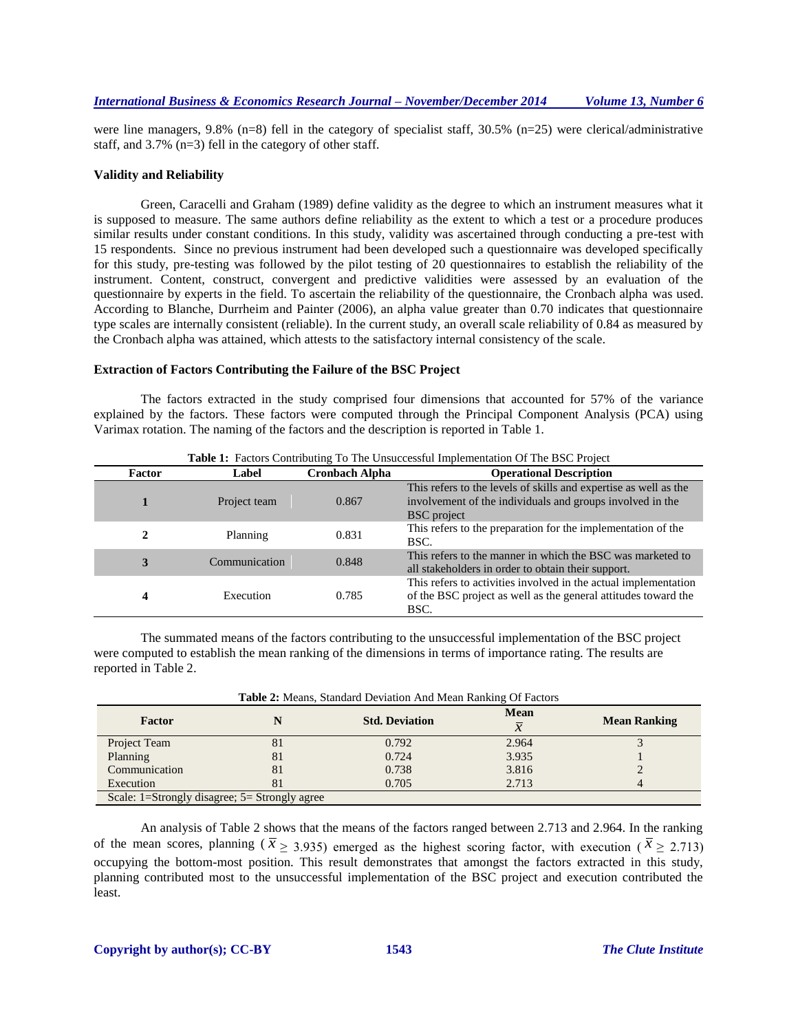were line managers, 9.8% (n=8) fell in the category of specialist staff, 30.5% (n=25) were clerical/administrative staff, and 3.7% (n=3) fell in the category of other staff.

### Validity and Reliability

Green, Caracelli and Graham (1989) define validity as the degree to which an instrument measures what it is supposed to measure. The same authors define reliability as the extent to which a test or a procedure produces similar results under constant conditions. In this study, validity was ascertained through conducting a pre-test with 15 respondents. Since no previous instrument had been developed such a questionnaire was developed specifically for this study, pre-testing was followed by the pilot testing of 20 questionnaires to establish the reliability of the instrument. Content, construct, convergent and predictive validities were assessed by an evaluation of the questionnaire by experts in the field. To ascertain the reliability of the questionnaire, the Cronbach alpha was used. According to Blanche, Durrheim and Painter (2006), an alpha value greater than 0.70 indicates that questionnaire type scales are internally consistent (reliable). In the current study, an overall scale reliability of 0.84 as measured by the Cronbach alpha was attained, which attests to the satisfactory internal consistency of the scale.

### Extraction of Factors Contributing the Failure of the BSC Project

The factors extracted in the study comprised four dimensions that accounted for 57% of the variance explained by the factors. These factors were computed through the Principal Component Analysis (PCA) using Varimax rotation. The naming of the factors and the description is reported in Table 1.

**Table 1:** Factors Contributing To The Unsuccessful Implementation Of The BSC Project

| Factor | Label | Cronbach Alpha | Operational Description |
|---|---|---|---|
| 1 | Project team | 0.867 | This refers to the levels of skills and expertise as well as the involvement of the individuals and groups involved in the BSC project |
| 2 | Planning | 0.831 | This refers to the preparation for the implementation of the BSC. |
| 3 | Communication | 0.848 | This refers to the manner in which the BSC was marketed to all stakeholders in order to obtain their support. |
| 4 | Execution | 0.785 | This refers to activities involved in the actual implementation of the BSC project as well as the general attitudes toward the BSC. |

The summated means of the factors contributing to the unsuccessful implementation of the BSC project were computed to establish the mean ranking of the dimensions in terms of importance rating. The results are reported in Table 2.

**Table 2:** Means, Standard Deviation And Mean Ranking Of Factors

| Factor | N | Std. Deviation | Mean $\bar{X}$ | Mean Ranking |
|---|---|---|---|---|
| Project Team | 81 | 0.792 | 2.964 | 3 |
| Planning | 81 | 0.724 | 3.935 | 1 |
| Communication | 81 | 0.738 | 3.816 | 2 |
| Execution | 81 | 0.705 | 2.713 | 4 |
| Scale: 1=Strongly disagree; 5= Strongly agree | | | | |

An analysis of Table 2 shows that the means of the factors ranged between 2.713 and 2.964. In the ranking of the mean scores, planning ($\bar{X} \geq 3.935$) emerged as the highest scoring factor, with execution ($\bar{X} \geq 2.713$) occupying the bottom-most position. This result demonstrates that amongst the factors extracted in this study, planning contributed most to the unsuccessful implementation of the BSC project and execution contributed the least.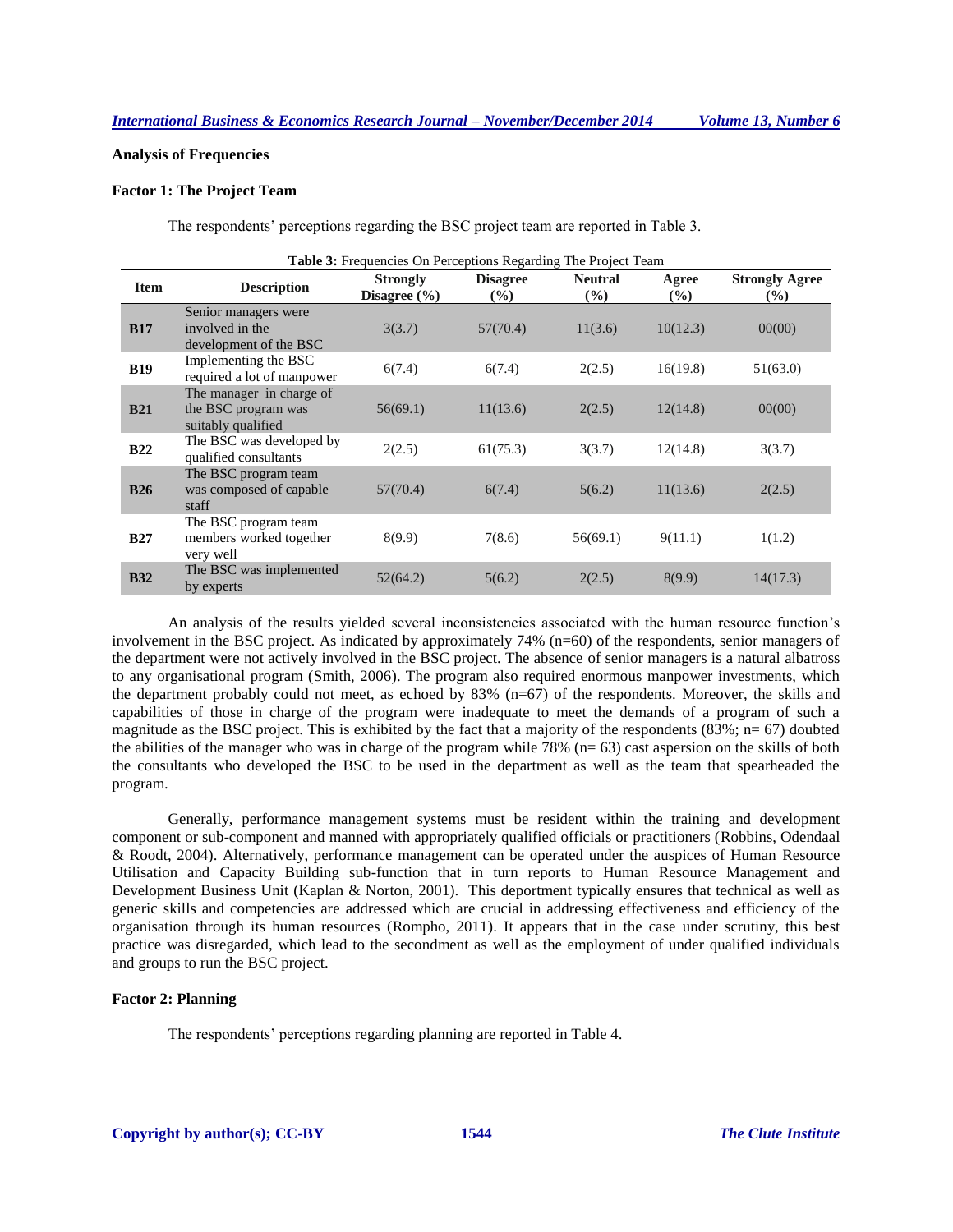**Analysis of Frequencies**

**Factor 1: The Project Team**

The respondents' perceptions regarding the BSC project team are reported in Table 3.

**Table 3:** Frequencies On Perceptions Regarding The Project Team

| Item | Description | Strongly Disagree (%) | Disagree (%) | Neutral (%) | Agree (%) | Strongly Agree (%) |
|---|---|---|---|---|---|---|
| **B17** | Senior managers were involved in the development of the BSC | 3(3.7) | 57(70.4) | 11(3.6) | 10(12.3) | 00(00) |
| **B19** | Implementing the BSC required a lot of manpower | 6(7.4) | 6(7.4) | 2(2.5) | 16(19.8) | 51(63.0) |
| **B21** | The manager in charge of the BSC program was suitably qualified | 56(69.1) | 11(13.6) | 2(2.5) | 12(14.8) | 00(00) |
| **B22** | The BSC was developed by qualified consultants | 2(2.5) | 61(75.3) | 3(3.7) | 12(14.8) | 3(3.7) |
| **B26** | The BSC program team was composed of capable staff | 57(70.4) | 6(7.4) | 5(6.2) | 11(13.6) | 2(2.5) |
| **B27** | The BSC program team members worked together very well | 8(9.9) | 7(8.6) | 56(69.1) | 9(11.1) | 1(1.2) |
| **B32** | The BSC was implemented by experts | 52(64.2) | 5(6.2) | 2(2.5) | 8(9.9) | 14(17.3) |

An analysis of the results yielded several inconsistencies associated with the human resource function's involvement in the BSC project. As indicated by approximately 74% (n=60) of the respondents, senior managers of the department were not actively involved in the BSC project. The absence of senior managers is a natural albatross to any organisational program (Smith, 2006). The program also required enormous manpower investments, which the department probably could not meet, as echoed by 83% (n=67) of the respondents. Moreover, the skills and capabilities of those in charge of the program were inadequate to meet the demands of a program of such a magnitude as the BSC project. This is exhibited by the fact that a majority of the respondents (83%; n= 67) doubted the abilities of the manager who was in charge of the program while 78% (n= 63) cast aspersion on the skills of both the consultants who developed the BSC to be used in the department as well as the team that spearheaded the program.

Generally, performance management systems must be resident within the training and development component or sub-component and manned with appropriately qualified officials or practitioners (Robbins, Odendaal & Roodt, 2004). Alternatively, performance management can be operated under the auspices of Human Resource Utilisation and Capacity Building sub-function that in turn reports to Human Resource Management and Development Business Unit (Kaplan & Norton, 2001). This deportment typically ensures that technical as well as generic skills and competencies are addressed which are crucial in addressing effectiveness and efficiency of the organisation through its human resources (Rompho, 2011). It appears that in the case under scrutiny, this best practice was disregarded, which lead to the secondment as well as the employment of under qualified individuals and groups to run the BSC project.

**Factor 2: Planning**

The respondents' perceptions regarding planning are reported in Table 4.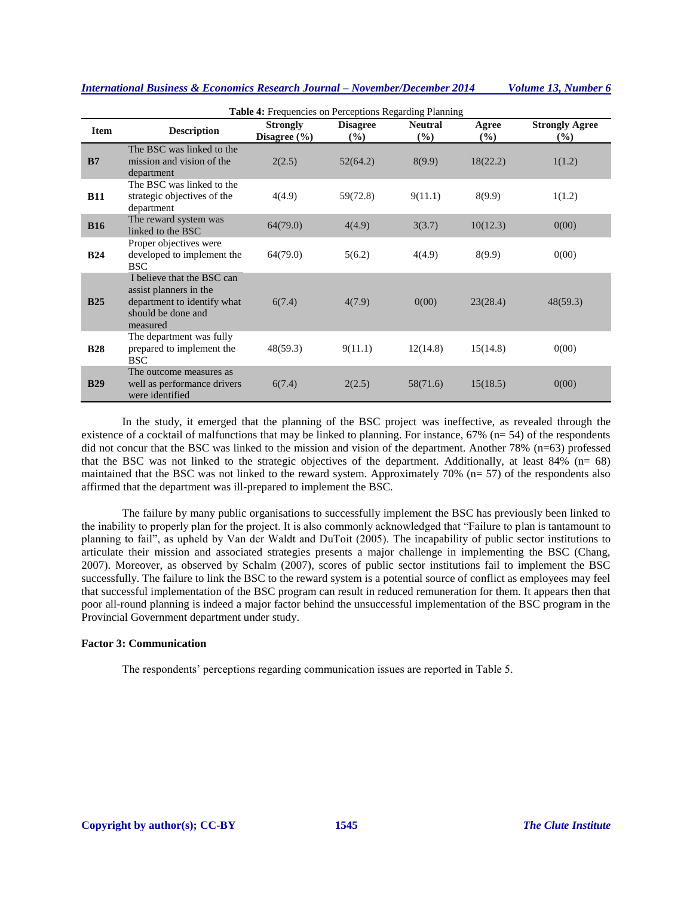**Table 4:** Frequencies on Perceptions Regarding Planning

| Item | Description | Strongly Disagree (%) | Disagree (%) | Neutral (%) | Agree (%) | Strongly Agree (%) |
|---|---|---|---|---|---|---|
| **B7** | The BSC was linked to the mission and vision of the department | 2(2.5) | 52(64.2) | 8(9.9) | 18(22.2) | 1(1.2) |
| **B11** | The BSC was linked to the strategic objectives of the department | 4(4.9) | 59(72.8) | 9(11.1) | 8(9.9) | 1(1.2) |
| **B16** | The reward system was linked to the BSC | 64(79.0) | 4(4.9) | 3(3.7) | 10(12.3) | 0(00) |
| **B24** | Proper objectives were developed to implement the BSC | 64(79.0) | 5(6.2) | 4(4.9) | 8(9.9) | 0(00) |
| **B25** | I believe that the BSC can assist planners in the department to identify what should be done and measured | 6(7.4) | 4(7.9) | 0(00) | 23(28.4) | 48(59.3) |
| **B28** | The department was fully prepared to implement the BSC | 48(59.3) | 9(11.1) | 12(14.8) | 15(14.8) | 0(00) |
| **B29** | The outcome measures as well as performance drivers were identified | 6(7.4) | 2(2.5) | 58(71.6) | 15(18.5) | 0(00) |

In the study, it emerged that the planning of the BSC project was ineffective, as revealed through the existence of a cocktail of malfunctions that may be linked to planning. For instance, 67% (n= 54) of the respondents did not concur that the BSC was linked to the mission and vision of the department. Another 78% (n=63) professed that the BSC was not linked to the strategic objectives of the department. Additionally, at least 84% (n= 68) maintained that the BSC was not linked to the reward system. Approximately 70% (n= 57) of the respondents also affirmed that the department was ill-prepared to implement the BSC.

The failure by many public organisations to successfully implement the BSC has previously been linked to the inability to properly plan for the project. It is also commonly acknowledged that "Failure to plan is tantamount to planning to fail", as upheld by Van der Waldt and DuToit (2005). The incapability of public sector institutions to articulate their mission and associated strategies presents a major challenge in implementing the BSC (Chang, 2007). Moreover, as observed by Schalm (2007), scores of public sector institutions fail to implement the BSC successfully. The failure to link the BSC to the reward system is a potential source of conflict as employees may feel that successful implementation of the BSC program can result in reduced remuneration for them. It appears then that poor all-round planning is indeed a major factor behind the unsuccessful implementation of the BSC program in the Provincial Government department under study.

### Factor 3: Communication

The respondents' perceptions regarding communication issues are reported in Table 5.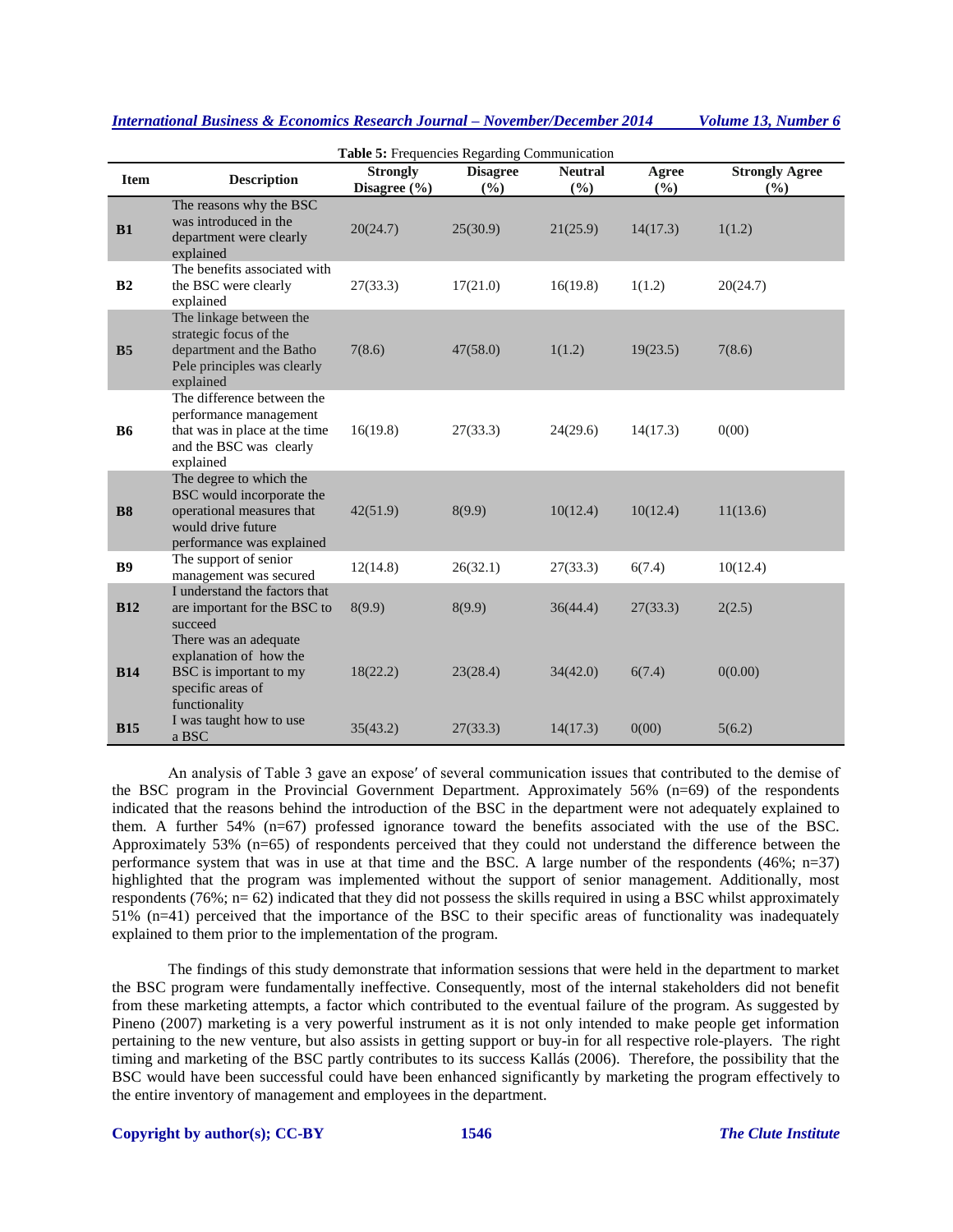**Table 5:** Frequencies Regarding Communication

| Item | Description | Strongly Disagree (%) | Disagree (%) | Neutral (%) | Agree (%) | Strongly Agree (%) |
|---|---|---|---|---|---|---|
| **B1** | The reasons why the BSC was introduced in the department were clearly explained | 20(24.7) | 25(30.9) | 21(25.9) | 14(17.3) | 1(1.2) |
| **B2** | The benefits associated with the BSC were clearly explained | 27(33.3) | 17(21.0) | 16(19.8) | 1(1.2) | 20(24.7) |
| **B5** | The linkage between the strategic focus of the department and the Batho Pele principles was clearly explained | 7(8.6) | 47(58.0) | 1(1.2) | 19(23.5) | 7(8.6) |
| **B6** | The difference between the performance management that was in place at the time and the BSC was clearly explained | 16(19.8) | 27(33.3) | 24(29.6) | 14(17.3) | 0(00) |
| **B8** | The degree to which the BSC would incorporate the operational measures that would drive future performance was explained | 42(51.9) | 8(9.9) | 10(12.4) | 10(12.4) | 11(13.6) |
| **B9** | The support of senior management was secured | 12(14.8) | 26(32.1) | 27(33.3) | 6(7.4) | 10(12.4) |
| **B12** | I understand the factors that are important for the BSC to succeed | 8(9.9) | 8(9.9) | 36(44.4) | 27(33.3) | 2(2.5) |
| **B14** | There was an adequate explanation of how the BSC is important to my specific areas of functionality | 18(22.2) | 23(28.4) | 34(42.0) | 6(7.4) | 0(0.00) |
| **B15** | I was taught how to use a BSC | 35(43.2) | 27(33.3) | 14(17.3) | 0(00) | 5(6.2) |

An analysis of Table 3 gave an expose′ of several communication issues that contributed to the demise of the BSC program in the Provincial Government Department. Approximately 56% (n=69) of the respondents indicated that the reasons behind the introduction of the BSC in the department were not adequately explained to them. A further 54% (n=67) professed ignorance toward the benefits associated with the use of the BSC. Approximately 53% (n=65) of respondents perceived that they could not understand the difference between the performance system that was in use at that time and the BSC. A large number of the respondents (46%; n=37) highlighted that the program was implemented without the support of senior management. Additionally, most respondents (76%; n= 62) indicated that they did not possess the skills required in using a BSC whilst approximately 51% (n=41) perceived that the importance of the BSC to their specific areas of functionality was inadequately explained to them prior to the implementation of the program.

The findings of this study demonstrate that information sessions that were held in the department to market the BSC program were fundamentally ineffective. Consequently, most of the internal stakeholders did not benefit from these marketing attempts, a factor which contributed to the eventual failure of the program. As suggested by Pineno (2007) marketing is a very powerful instrument as it is not only intended to make people get information pertaining to the new venture, but also assists in getting support or buy-in for all respective role-players. The right timing and marketing of the BSC partly contributes to its success Kallás (2006). Therefore, the possibility that the BSC would have been successful could have been enhanced significantly by marketing the program effectively to the entire inventory of management and employees in the department.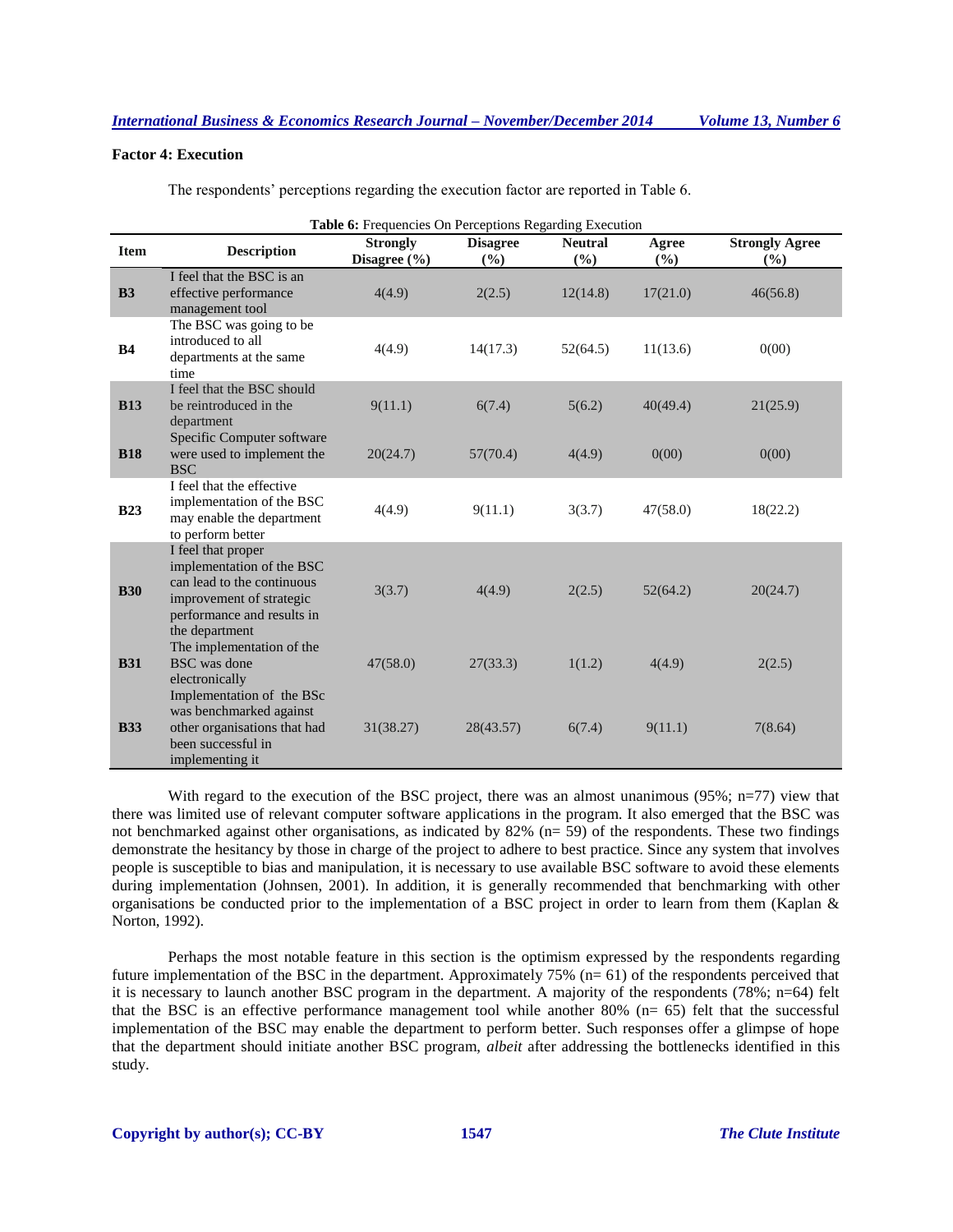### Factor 4: Execution

The respondents' perceptions regarding the execution factor are reported in Table 6.

**Table 6:** Frequencies On Perceptions Regarding Execution

| Item | Description | Strongly Disagree (%) | Disagree (%) | Neutral (%) | Agree (%) | Strongly Agree (%) |
|---|---|---|---|---|---|---|
| **B3** | I feel that the BSC is an effective performance management tool | 4(4.9) | 2(2.5) | 12(14.8) | 17(21.0) | 46(56.8) |
| **B4** | The BSC was going to be introduced to all departments at the same time | 4(4.9) | 14(17.3) | 52(64.5) | 11(13.6) | 0(00) |
| **B13** | I feel that the BSC should be reintroduced in the department | 9(11.1) | 6(7.4) | 5(6.2) | 40(49.4) | 21(25.9) |
| **B18** | Specific Computer software were used to implement the BSC | 20(24.7) | 57(70.4) | 4(4.9) | 0(00) | 0(00) |
| **B23** | I feel that the effective implementation of the BSC may enable the department to perform better | 4(4.9) | 9(11.1) | 3(3.7) | 47(58.0) | 18(22.2) |
| **B30** | I feel that proper implementation of the BSC can lead to the continuous improvement of strategic performance and results in the department | 3(3.7) | 4(4.9) | 2(2.5) | 52(64.2) | 20(24.7) |
| **B31** | The implementation of the BSC was done electronically | 47(58.0) | 27(33.3) | 1(1.2) | 4(4.9) | 2(2.5) |
| **B33** | Implementation of the BSc was benchmarked against other organisations that had been successful in implementing it | 31(38.27) | 28(43.57) | 6(7.4) | 9(11.1) | 7(8.64) |

With regard to the execution of the BSC project, there was an almost unanimous (95%; n=77) view that there was limited use of relevant computer software applications in the program. It also emerged that the BSC was not benchmarked against other organisations, as indicated by 82% (n= 59) of the respondents. These two findings demonstrate the hesitancy by those in charge of the project to adhere to best practice. Since any system that involves people is susceptible to bias and manipulation, it is necessary to use available BSC software to avoid these elements during implementation (Johnsen, 2001). In addition, it is generally recommended that benchmarking with other organisations be conducted prior to the implementation of a BSC project in order to learn from them (Kaplan & Norton, 1992).

Perhaps the most notable feature in this section is the optimism expressed by the respondents regarding future implementation of the BSC in the department. Approximately 75% (n= 61) of the respondents perceived that it is necessary to launch another BSC program in the department. A majority of the respondents (78%; n=64) felt that the BSC is an effective performance management tool while another 80% (n= 65) felt that the successful implementation of the BSC may enable the department to perform better. Such responses offer a glimpse of hope that the department should initiate another BSC program, *albeit* after addressing the bottlenecks identified in this study.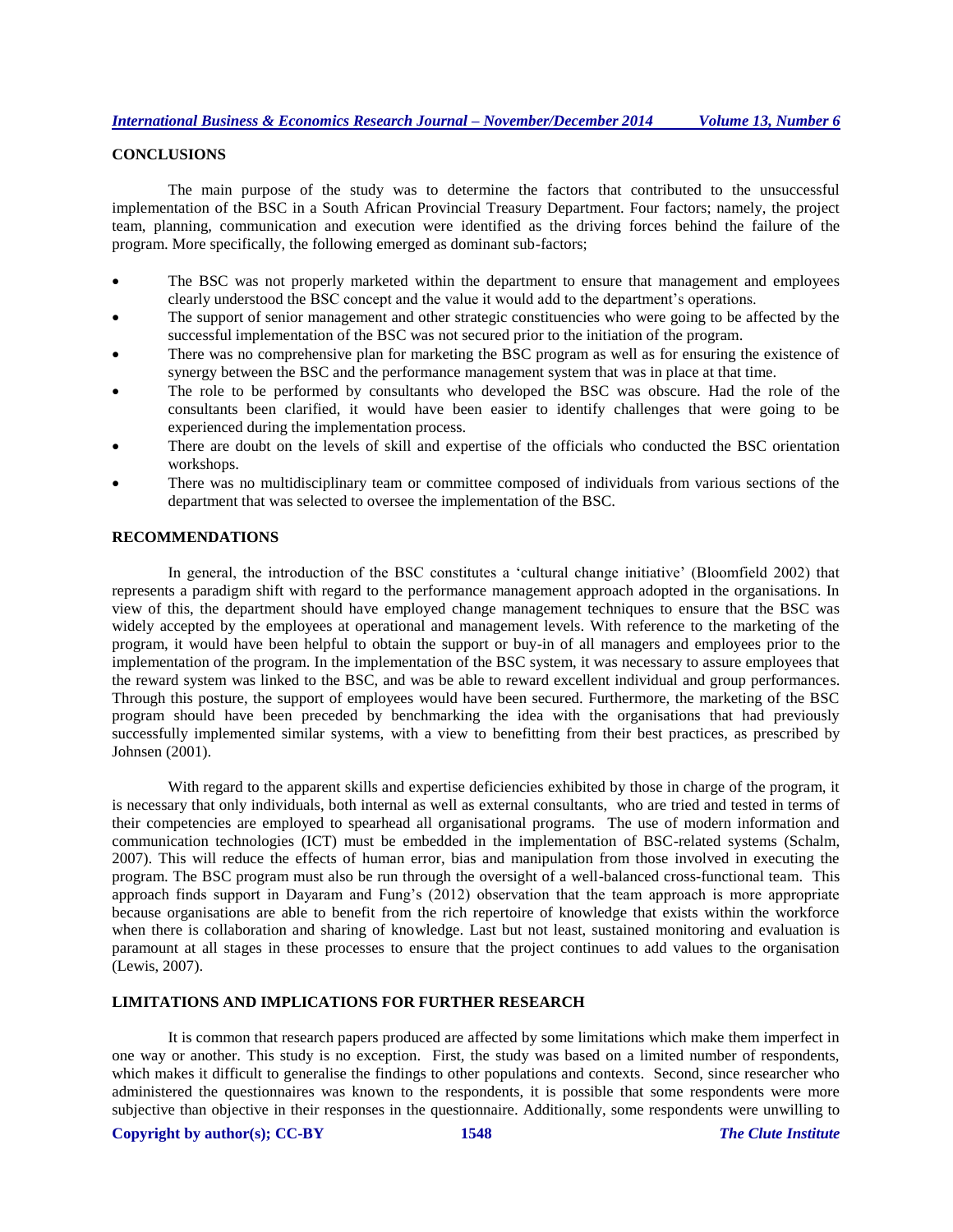## CONCLUSIONS

The main purpose of the study was to determine the factors that contributed to the unsuccessful implementation of the BSC in a South African Provincial Treasury Department. Four factors; namely, the project team, planning, communication and execution were identified as the driving forces behind the failure of the program. More specifically, the following emerged as dominant sub-factors;

- The BSC was not properly marketed within the department to ensure that management and employees clearly understood the BSC concept and the value it would add to the department's operations.
- The support of senior management and other strategic constituencies who were going to be affected by the successful implementation of the BSC was not secured prior to the initiation of the program.
- There was no comprehensive plan for marketing the BSC program as well as for ensuring the existence of synergy between the BSC and the performance management system that was in place at that time.
- The role to be performed by consultants who developed the BSC was obscure. Had the role of the consultants been clarified, it would have been easier to identify challenges that were going to be experienced during the implementation process.
- There are doubt on the levels of skill and expertise of the officials who conducted the BSC orientation workshops.
- There was no multidisciplinary team or committee composed of individuals from various sections of the department that was selected to oversee the implementation of the BSC.

## RECOMMENDATIONS

In general, the introduction of the BSC constitutes a 'cultural change initiative' (Bloomfield 2002) that represents a paradigm shift with regard to the performance management approach adopted in the organisations. In view of this, the department should have employed change management techniques to ensure that the BSC was widely accepted by the employees at operational and management levels. With reference to the marketing of the program, it would have been helpful to obtain the support or buy-in of all managers and employees prior to the implementation of the program. In the implementation of the BSC system, it was necessary to assure employees that the reward system was linked to the BSC, and was be able to reward excellent individual and group performances. Through this posture, the support of employees would have been secured. Furthermore, the marketing of the BSC program should have been preceded by benchmarking the idea with the organisations that had previously successfully implemented similar systems, with a view to benefitting from their best practices, as prescribed by Johnsen (2001).

With regard to the apparent skills and expertise deficiencies exhibited by those in charge of the program, it is necessary that only individuals, both internal as well as external consultants, who are tried and tested in terms of their competencies are employed to spearhead all organisational programs. The use of modern information and communication technologies (ICT) must be embedded in the implementation of BSC-related systems (Schalm, 2007). This will reduce the effects of human error, bias and manipulation from those involved in executing the program. The BSC program must also be run through the oversight of a well-balanced cross-functional team. This approach finds support in Dayaram and Fung's (2012) observation that the team approach is more appropriate because organisations are able to benefit from the rich repertoire of knowledge that exists within the workforce when there is collaboration and sharing of knowledge. Last but not least, sustained monitoring and evaluation is paramount at all stages in these processes to ensure that the project continues to add values to the organisation (Lewis, 2007).

## LIMITATIONS AND IMPLICATIONS FOR FURTHER RESEARCH

It is common that research papers produced are affected by some limitations which make them imperfect in one way or another. This study is no exception. First, the study was based on a limited number of respondents, which makes it difficult to generalise the findings to other populations and contexts. Second, since researcher who administered the questionnaires was known to the respondents, it is possible that some respondents were more subjective than objective in their responses in the questionnaire. Additionally, some respondents were unwilling to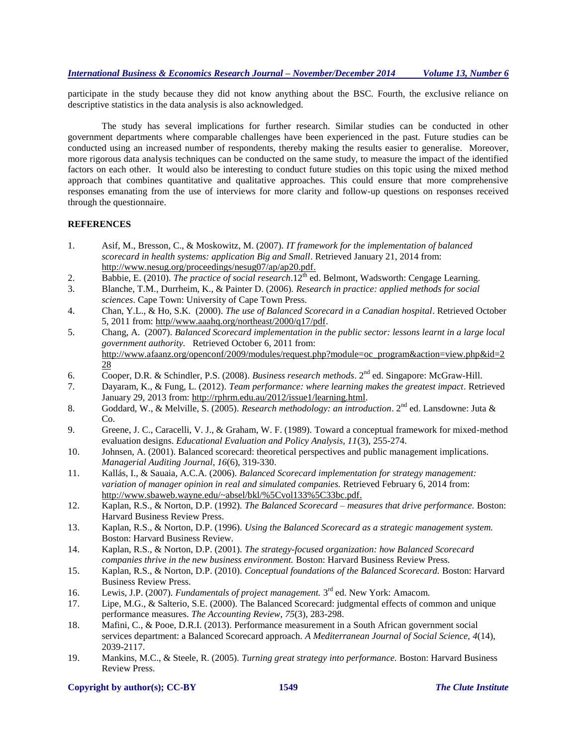participate in the study because they did not know anything about the BSC. Fourth, the exclusive reliance on descriptive statistics in the data analysis is also acknowledged.

The study has several implications for further research. Similar studies can be conducted in other government departments where comparable challenges have been experienced in the past. Future studies can be conducted using an increased number of respondents, thereby making the results easier to generalise. Moreover, more rigorous data analysis techniques can be conducted on the same study, to measure the impact of the identified factors on each other. It would also be interesting to conduct future studies on this topic using the mixed method approach that combines quantitative and qualitative approaches. This could ensure that more comprehensive responses emanating from the use of interviews for more clarity and follow-up questions on responses received through the questionnaire.

## REFERENCES

1. Asif, M., Bresson, C., & Moskowitz, M. (2007). *IT framework for the implementation of balanced scorecard in health systems: application Big and Small*. Retrieved January 21, 2014 from: http://www.nesug.org/proceedings/nesug07/ap/ap20.pdf.
2. Babbie, E. (2010). *The practice of social research*.12th ed. Belmont, Wadsworth: Cengage Learning.
3. Blanche, T.M., Durrheim, K., & Painter D. (2006). *Research in practice: applied methods for social sciences*. Cape Town: University of Cape Town Press.
4. Chan, Y.L., & Ho, S.K. (2000). *The use of Balanced Scorecard in a Canadian hospital*. Retrieved October 5, 2011 from: http//www.aaahq.org/northeast/2000/q17/pdf.
5. Chang, A. (2007). *Balanced Scorecard implementation in the public sector: lessons learnt in a large local government authority*. Retrieved October 6, 2011 from: http://www.afaanz.org/openconf/2009/modules/request.php?module=oc_program&action=view.php&id=228
6. Cooper, D.R. & Schindler, P.S. (2008). *Business research methods*. 2nd ed. Singapore: McGraw-Hill.
7. Dayaram, K., & Fung, L. (2012). *Team performance: where learning makes the greatest impact*. Retrieved January 29, 2013 from: http://rphrm.edu.au/2012/issue1/learning.html.
8. Goddard, W., & Melville, S. (2005). *Research methodology: an introduction*. 2nd ed. Lansdowne: Juta & Co.
9. Greene, J. C., Caracelli, V. J., & Graham, W. F. (1989). Toward a conceptual framework for mixed-method evaluation designs. *Educational Evaluation and Policy Analysis, 11*(3), 255-274.
10. Johnsen, A. (2001). Balanced scorecard: theoretical perspectives and public management implications. *Managerial Auditing Journal*, *16*(6), 319-330.
11. Kallás, I., & Sauaia, A.C.A. (2006). *Balanced Scorecard implementation for strategy management: variation of manager opinion in real and simulated companies.* Retrieved February 6, 2014 from: http://www.sbaweb.wayne.edu/~absel/bkl/%5Cvol133%5C33bc.pdf.
12. Kaplan, R.S., & Norton, D.P. (1992). *The Balanced Scorecard – measures that drive performance.* Boston: Harvard Business Review Press.
13. Kaplan, R.S., & Norton, D.P. (1996). *Using the Balanced Scorecard as a strategic management system.* Boston: Harvard Business Review.
14. Kaplan, R.S., & Norton, D.P. (2001). *The strategy-focused organization: how Balanced Scorecard companies thrive in the new business environment.* Boston: Harvard Business Review Press.
15. Kaplan, R.S., & Norton, D.P. (2010). *Conceptual foundations of the Balanced Scorecard.* Boston: Harvard Business Review Press.
16. Lewis, J.P. (2007). *Fundamentals of project management.* 3rd ed. New York: Amacom.
17. Lipe, M.G., & Salterio, S.E. (2000). The Balanced Scorecard: judgmental effects of common and unique performance measures. *The Accounting Review*, *75*(3), 283-298.
18. Mafini, C., & Pooe, D.R.I. (2013). Performance measurement in a South African government social services department: a Balanced Scorecard approach. *A Mediterranean Journal of Social Science, 4*(14), 2039-2117.
19. Mankins, M.C., & Steele, R. (2005). *Turning great strategy into performance.* Boston: Harvard Business Review Press.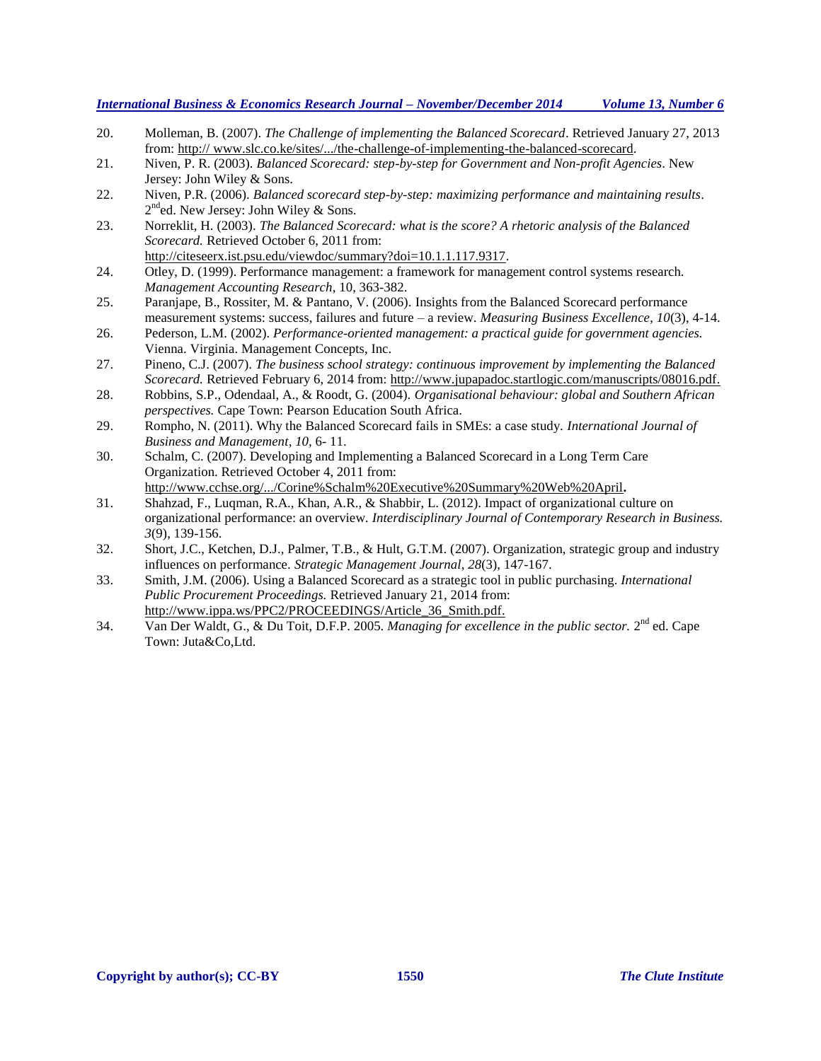20. Molleman, B. (2007). *The Challenge of implementing the Balanced Scorecard*. Retrieved January 27, 2013 from: http:// www.slc.co.ke/sites/.../the-challenge-of-implementing-the-balanced-scorecard.
21. Niven, P. R. (2003). *Balanced Scorecard: step-by-step for Government and Non-profit Agencies*. New Jersey: John Wiley & Sons.
22. Niven, P.R. (2006). *Balanced scorecard step-by-step: maximizing performance and maintaining results*. 2nd ed. New Jersey: John Wiley & Sons.
23. Norreklit, H. (2003). *The Balanced Scorecard: what is the score? A rhetoric analysis of the Balanced Scorecard.* Retrieved October 6, 2011 from: http://citeseerx.ist.psu.edu/viewdoc/summary?doi=10.1.1.117.9317.
24. Otley, D. (1999). Performance management: a framework for management control systems research. *Management Accounting Research*, 10, 363-382.
25. Paranjape, B., Rossiter, M. & Pantano, V. (2006). Insights from the Balanced Scorecard performance measurement systems: success, failures and future – a review. *Measuring Business Excellence*, *10*(3), 4-14.
26. Pederson, L.M. (2002). *Performance-oriented management: a practical guide for government agencies.* Vienna. Virginia. Management Concepts, Inc.
27. Pineno, C.J. (2007). *The business school strategy: continuous improvement by implementing the Balanced Scorecard.* Retrieved February 6, 2014 from: http://www.jupapadoc.startlogic.com/manuscripts/08016.pdf.
28. Robbins, S.P., Odendaal, A., & Roodt, G. (2004). *Organisational behaviour: global and Southern African perspectives.* Cape Town: Pearson Education South Africa.
29. Rompho, N. (2011). Why the Balanced Scorecard fails in SMEs: a case study. *International Journal of Business and Management*, *10*, 6- 11.
30. Schalm, C. (2007). Developing and Implementing a Balanced Scorecard in a Long Term Care Organization. Retrieved October 4, 2011 from: http://www.cchse.org/.../Corine%Schalm%20Executive%20Summary%20Web%20April**.**
31. Shahzad, F., Luqman, R.A., Khan, A.R., & Shabbir, L. (2012). Impact of organizational culture on organizational performance: an overview. *Interdisciplinary Journal of Contemporary Research in Business. 3*(9), 139-156.
32. Short, J.C., Ketchen, D.J., Palmer, T.B., & Hult, G.T.M. (2007). Organization, strategic group and industry influences on performance. *Strategic Management Journal*, *28*(3), 147-167.
33. Smith, J.M. (2006). Using a Balanced Scorecard as a strategic tool in public purchasing. *International Public Procurement Proceedings.* Retrieved January 21, 2014 from: http://www.ippa.ws/PPC2/PROCEEDINGS/Article_36_Smith.pdf.
34. Van Der Waldt, G., & Du Toit, D.F.P. 2005. *Managing for excellence in the public sector.* 2nd ed. Cape Town: Juta&Co,Ltd.